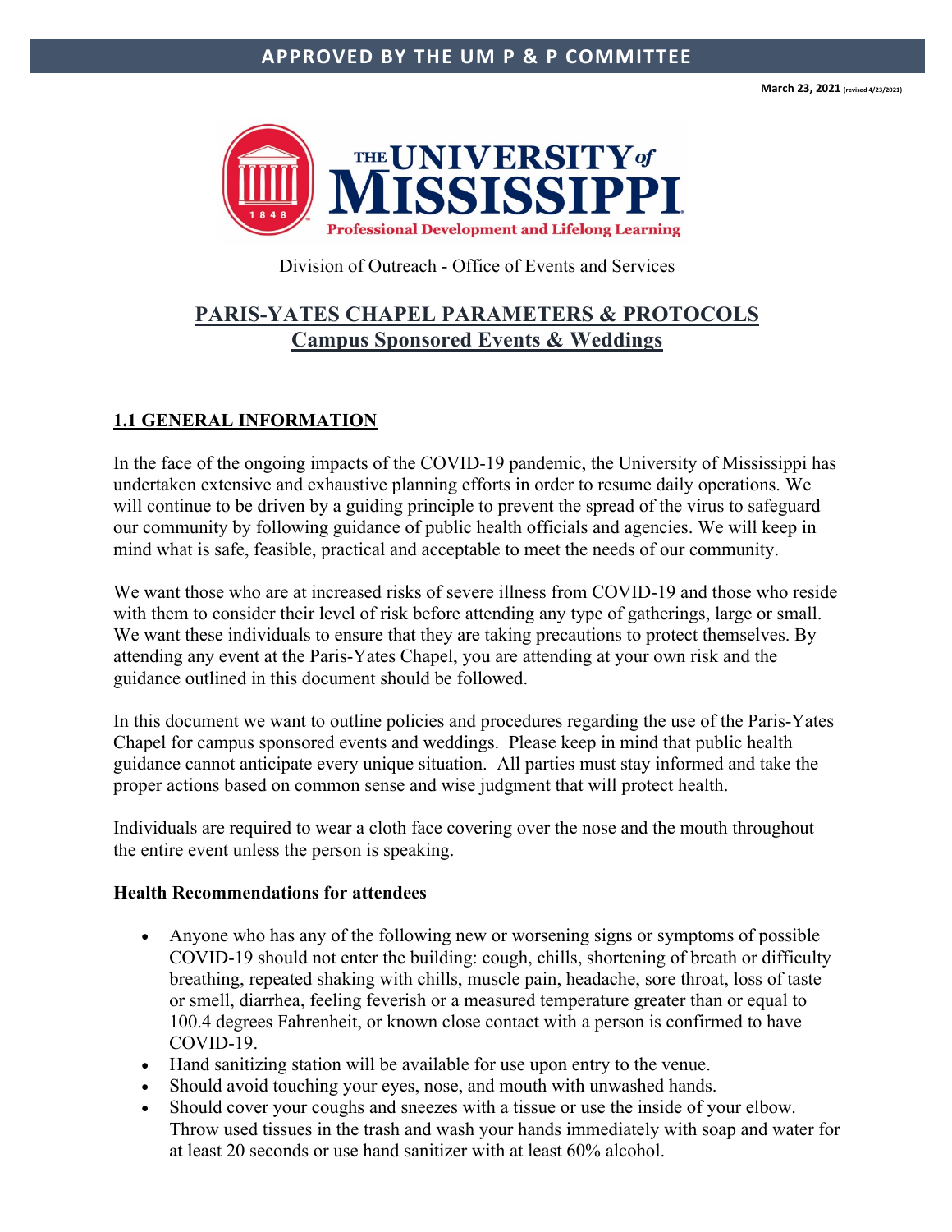**APPROVED BY THE UM P & P COMMITTEE**

**March 23, 2021** (revised 4/23/2021)

THE UNIVERSITY of MISSISSIPPI

Professional Development and Lifelong Learning

Division of Outreach - Office of Events and Services

# PARIS-YATES CHAPEL PARAMETERS & PROTOCOLS

## Campus Sponsored Events & Weddings

### 1.1 GENERAL INFORMATION

In the face of the ongoing impacts of the COVID-19 pandemic, the University of Mississippi has undertaken extensive and exhaustive planning efforts in order to resume daily operations. We will continue to be driven by a guiding principle to prevent the spread of the virus to safeguard our community by following guidance of public health officials and agencies. We will keep in mind what is safe, feasible, practical and acceptable to meet the needs of our community.

We want those who are at increased risks of severe illness from COVID-19 and those who reside with them to consider their level of risk before attending any type of gatherings, large or small. We want these individuals to ensure that they are taking precautions to protect themselves. By attending any event at the Paris-Yates Chapel, you are attending at your own risk and the guidance outlined in this document should be followed.

In this document we want to outline policies and procedures regarding the use of the Paris-Yates Chapel for campus sponsored events and weddings. Please keep in mind that public health guidance cannot anticipate every unique situation. All parties must stay informed and take the proper actions based on common sense and wise judgment that will protect health.

Individuals are required to wear a cloth face covering over the nose and the mouth throughout the entire event unless the person is speaking.

**Health Recommendations for attendees**

- Anyone who has any of the following new or worsening signs or symptoms of possible COVID-19 should not enter the building: cough, chills, shortening of breath or difficulty breathing, repeated shaking with chills, muscle pain, headache, sore throat, loss of taste or smell, diarrhea, feeling feverish or a measured temperature greater than or equal to 100.4 degrees Fahrenheit, or known close contact with a person is confirmed to have COVID-19.
- Hand sanitizing station will be available for use upon entry to the venue.
- Should avoid touching your eyes, nose, and mouth with unwashed hands.
- Should cover your coughs and sneezes with a tissue or use the inside of your elbow. Throw used tissues in the trash and wash your hands immediately with soap and water for at least 20 seconds or use hand sanitizer with at least 60% alcohol.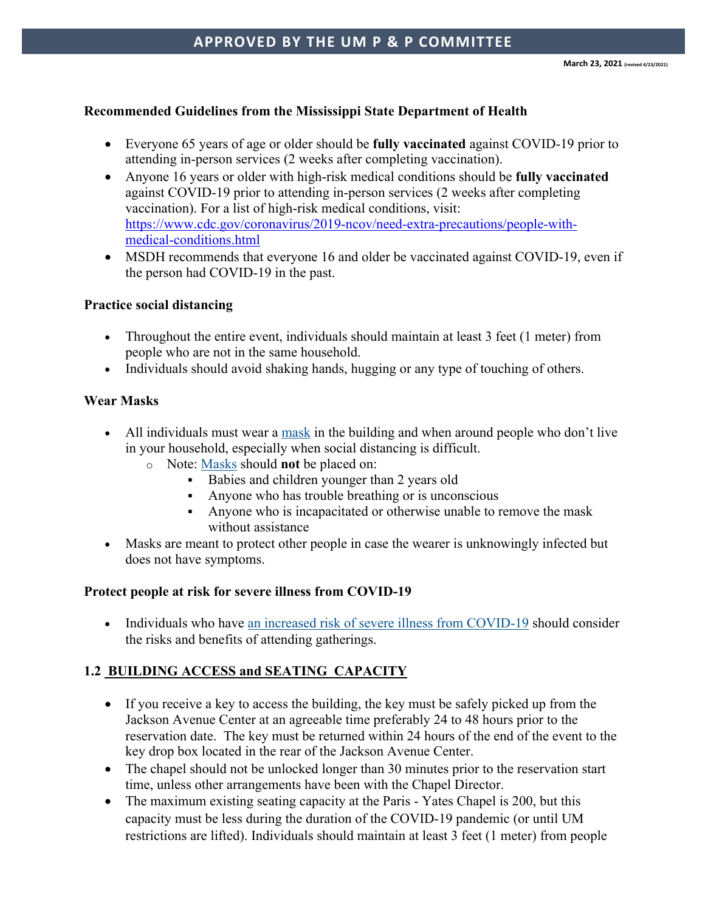**Recommended Guidelines from the Mississippi State Department of Health**

- Everyone 65 years of age or older should be **fully vaccinated** against COVID-19 prior to attending in-person services (2 weeks after completing vaccination).
- Anyone 16 years or older with high-risk medical conditions should be **fully vaccinated** against COVID-19 prior to attending in-person services (2 weeks after completing vaccination). For a list of high-risk medical conditions, visit: [https://www.cdc.gov/coronavirus/2019-ncov/need-extra-precautions/people-with-medical-conditions.html](https://www.cdc.gov/coronavirus/2019-ncov/need-extra-precautions/people-with-medical-conditions.html)
- MSDH recommends that everyone 16 and older be vaccinated against COVID-19, even if the person had COVID-19 in the past.

**Practice social distancing**

- Throughout the entire event, individuals should maintain at least 3 feet (1 meter) from people who are not in the same household.
- Individuals should avoid shaking hands, hugging or any type of touching of others.

**Wear Masks**

- All individuals must wear a mask in the building and when around people who don't live in your household, especially when social distancing is difficult.
  - Note: Masks should **not** be placed on:
    - Babies and children younger than 2 years old
    - Anyone who has trouble breathing or is unconscious
    - Anyone who is incapacitated or otherwise unable to remove the mask without assistance
- Masks are meant to protect other people in case the wearer is unknowingly infected but does not have symptoms.

**Protect people at risk for severe illness from COVID-19**

- Individuals who have an increased risk of severe illness from COVID-19 should consider the risks and benefits of attending gatherings.

**1.2 BUILDING ACCESS and SEATING CAPACITY**

- If you receive a key to access the building, the key must be safely picked up from the Jackson Avenue Center at an agreeable time preferably 24 to 48 hours prior to the reservation date. The key must be returned within 24 hours of the end of the event to the key drop box located in the rear of the Jackson Avenue Center.
- The chapel should not be unlocked longer than 30 minutes prior to the reservation start time, unless other arrangements have been with the Chapel Director.
- The maximum existing seating capacity at the Paris - Yates Chapel is 200, but this capacity must be less during the duration of the COVID-19 pandemic (or until UM restrictions are lifted). Individuals should maintain at least 3 feet (1 meter) from people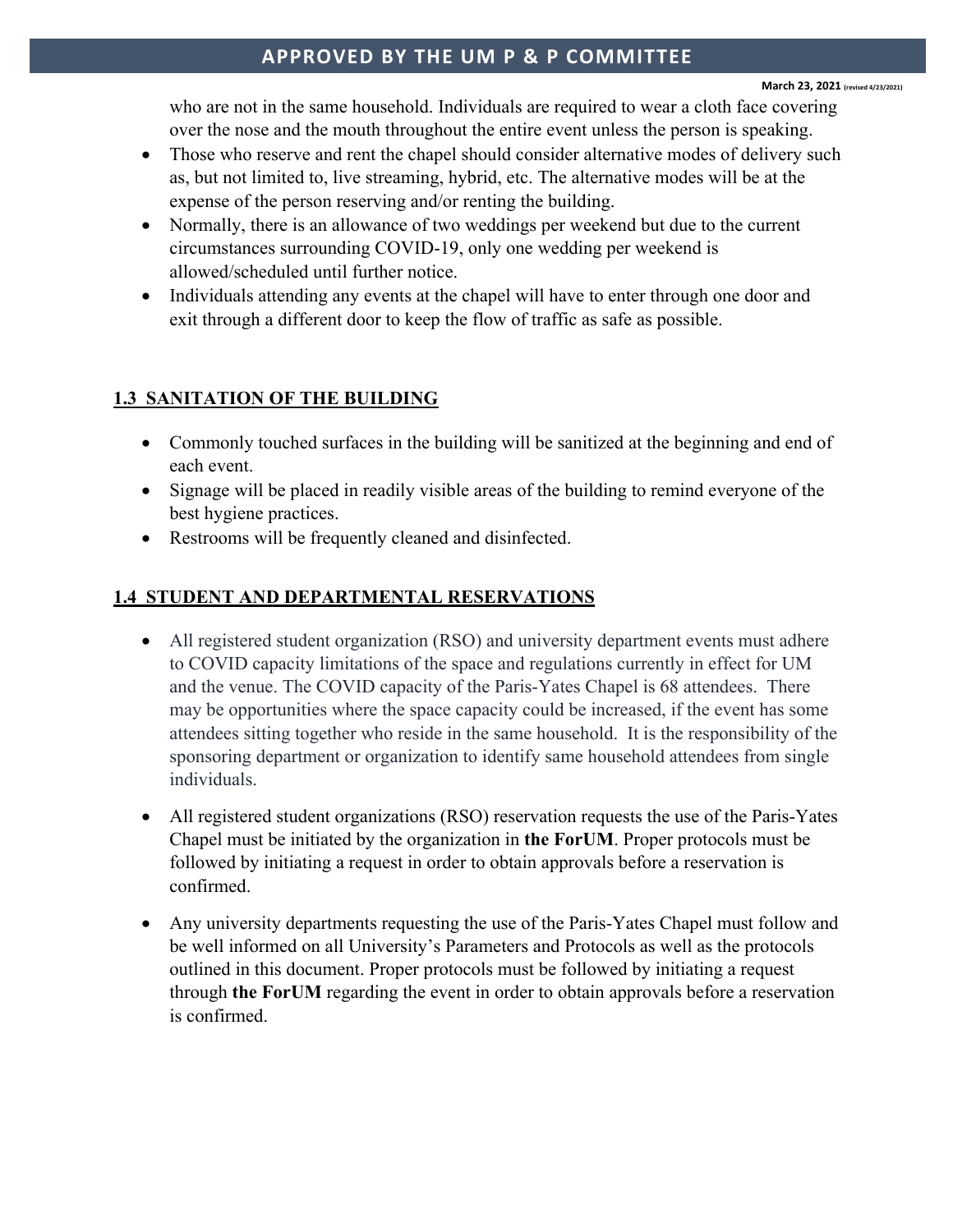who are not in the same household. Individuals are required to wear a cloth face covering over the nose and the mouth throughout the entire event unless the person is speaking.

- Those who reserve and rent the chapel should consider alternative modes of delivery such as, but not limited to, live streaming, hybrid, etc. The alternative modes will be at the expense of the person reserving and/or renting the building.
- Normally, there is an allowance of two weddings per weekend but due to the current circumstances surrounding COVID-19, only one wedding per weekend is allowed/scheduled until further notice.
- Individuals attending any events at the chapel will have to enter through one door and exit through a different door to keep the flow of traffic as safe as possible.

## 1.3 SANITATION OF THE BUILDING

- Commonly touched surfaces in the building will be sanitized at the beginning and end of each event.
- Signage will be placed in readily visible areas of the building to remind everyone of the best hygiene practices.
- Restrooms will be frequently cleaned and disinfected.

## 1.4 STUDENT AND DEPARTMENTAL RESERVATIONS

- All registered student organization (RSO) and university department events must adhere to COVID capacity limitations of the space and regulations currently in effect for UM and the venue. The COVID capacity of the Paris-Yates Chapel is 68 attendees. There may be opportunities where the space capacity could be increased, if the event has some attendees sitting together who reside in the same household. It is the responsibility of the sponsoring department or organization to identify same household attendees from single individuals.

- All registered student organizations (RSO) reservation requests the use of the Paris-Yates Chapel must be initiated by the organization in **the ForUM**. Proper protocols must be followed by initiating a request in order to obtain approvals before a reservation is confirmed.

- Any university departments requesting the use of the Paris-Yates Chapel must follow and be well informed on all University's Parameters and Protocols as well as the protocols outlined in this document. Proper protocols must be followed by initiating a request through **the ForUM** regarding the event in order to obtain approvals before a reservation is confirmed.